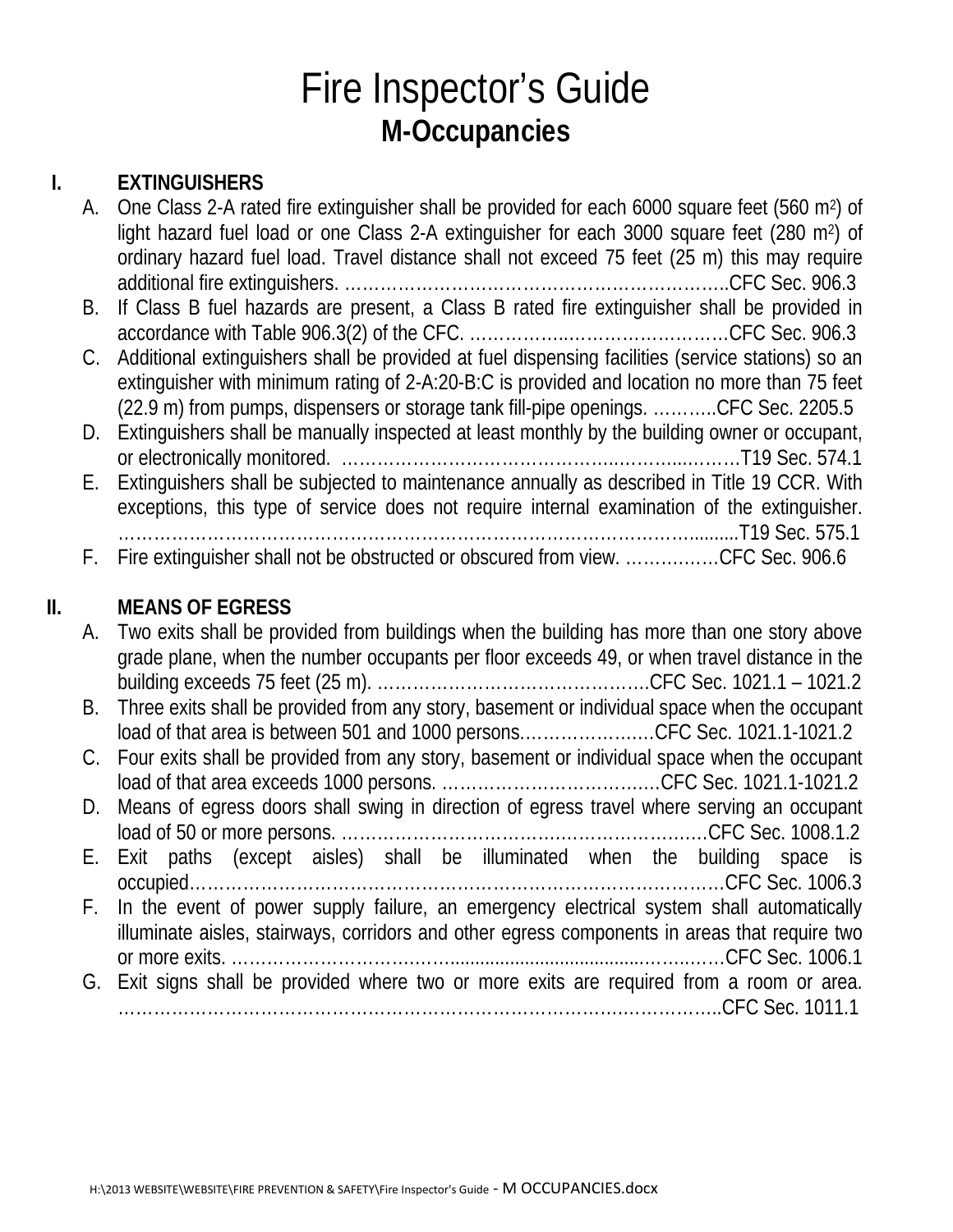# Fire Inspector's Guide

## M-Occupancies

### I. EXTINGUISHERS

A. One Class 2-A rated fire extinguisher shall be provided for each 6000 square feet (560 $m^2$) of light hazard fuel load or one Class 2-A extinguisher for each 3000 square feet (280 $m^2$) of ordinary hazard fuel load. Travel distance shall not exceed 75 feet (25 m) this may require additional fire extinguishers. ……………………………………………………………..CFC Sec. 906.3

B. If Class B fuel hazards are present, a Class B rated fire extinguisher shall be provided in accordance with Table 906.3(2) of the CFC. ………………………………………CFC Sec. 906.3

C. Additional extinguishers shall be provided at fuel dispensing facilities (service stations) so an extinguisher with minimum rating of 2-A:20-B:C is provided and location no more than 75 feet (22.9 m) from pumps, dispensers or storage tank fill-pipe openings. ………..CFC Sec. 2205.5

D. Extinguishers shall be manually inspected at least monthly by the building owner or occupant, or electronically monitored. ……………………………………………………………T19 Sec. 574.1

E. Extinguishers shall be subjected to maintenance annually as described in Title 19 CCR. With exceptions, this type of service does not require internal examination of the extinguisher. ……………………………………………………………………………………..........T19 Sec. 575.1

F. Fire extinguisher shall not be obstructed or obscured from view. ……………CFC Sec. 906.6

### II. MEANS OF EGRESS

A. Two exits shall be provided from buildings when the building has more than one story above grade plane, when the number occupants per floor exceeds 49, or when travel distance in the building exceeds 75 feet (25 m). ………………………………………..CFC Sec. 1021.1 – 1021.2

B. Three exits shall be provided from any story, basement or individual space when the occupant load of that area is between 501 and 1000 persons.…………………CFC Sec. 1021.1-1021.2

C. Four exits shall be provided from any story, basement or individual space when the occupant load of that area exceeds 1000 persons. ………………………………CFC Sec. 1021.1-1021.2

D. Means of egress doors shall swing in direction of egress travel where serving an occupant load of 50 or more persons. ……………………………………………………….CFC Sec. 1008.1.2

E. Exit paths (except aisles) shall be illuminated when the building space is occupied………………………………………………………………………………CFC Sec. 1006.3

F. In the event of power supply failure, an emergency electrical system shall automatically illuminate aisles, stairways, corridors and other egress components in areas that require two or more exits. ………………………………......................................……….……CFC Sec. 1006.1

G. Exit signs shall be provided where two or more exits are required from a room or area. ……………………………………………………………………………………………..CFC Sec. 1011.1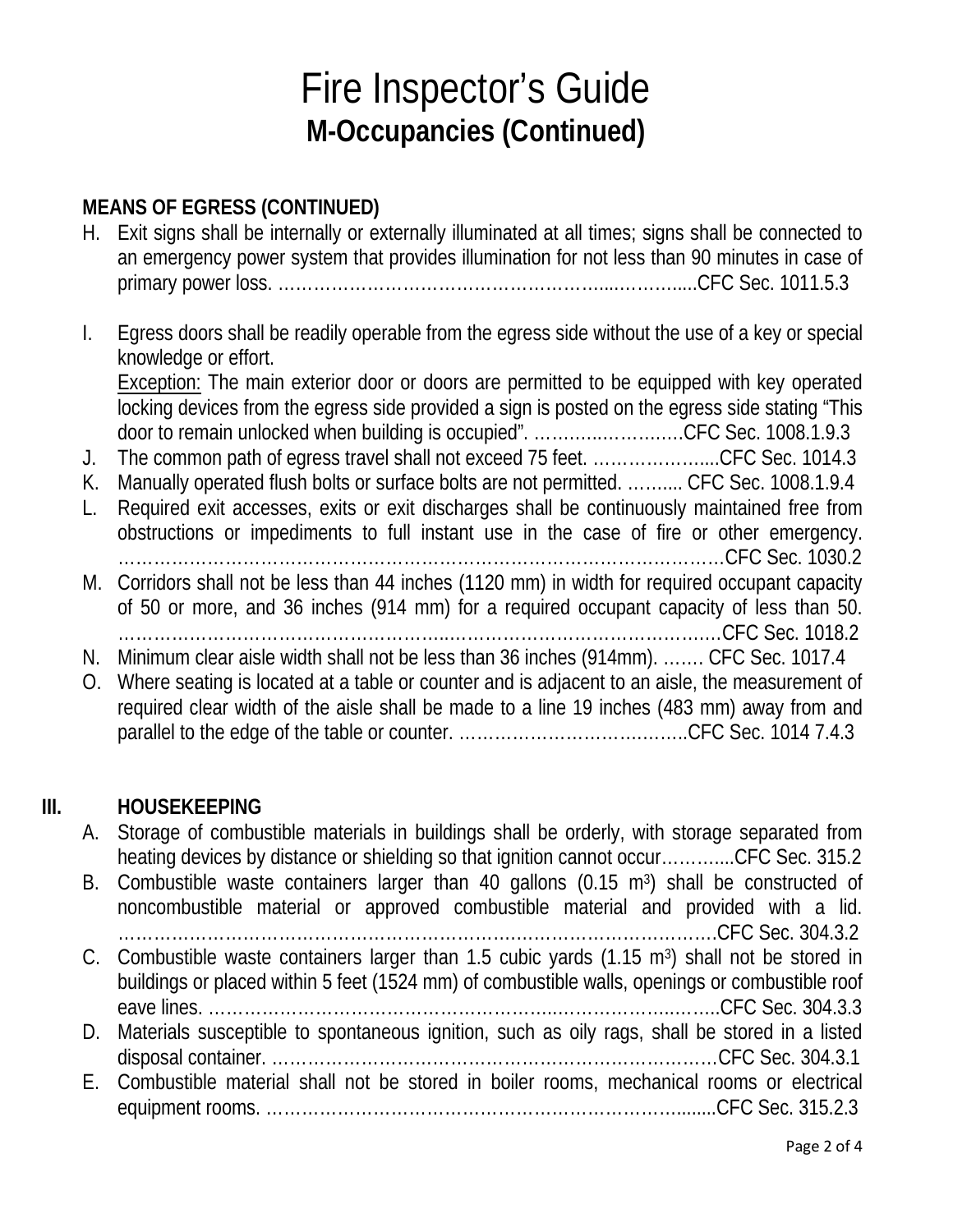# Fire Inspector's Guide

## M-Occupancies (Continued)

**MEANS OF EGRESS (CONTINUED)**

H. Exit signs shall be internally or externally illuminated at all times; signs shall be connected to an emergency power system that provides illumination for not less than 90 minutes in case of primary power loss. ……………………………………………………..…………....CFC Sec. 1011.5.3

I. Egress doors shall be readily operable from the egress side without the use of a key or special knowledge or effort.
   Exception: The main exterior door or doors are permitted to be equipped with key operated locking devices from the egress side provided a sign is posted on the egress side stating "This door to remain unlocked when building is occupied". ………..…………CFC Sec. 1008.1.9.3

J. The common path of egress travel shall not exceed 75 feet. ………………....CFC Sec. 1014.3

K. Manually operated flush bolts or surface bolts are not permitted. …….... CFC Sec. 1008.1.9.4

L. Required exit accesses, exits or exit discharges shall be continuously maintained free from obstructions or impediments to full instant use in the case of fire or other emergency. ………………………………………………………………………………………CFC Sec. 1030.2

M. Corridors shall not be less than 44 inches (1120 mm) in width for required occupant capacity of 50 or more, and 36 inches (914 mm) for a required occupant capacity of less than 50. ……………………………………………...…………………………………….CFC Sec. 1018.2

N. Minimum clear aisle width shall not be less than 36 inches (914mm). ……. CFC Sec. 1017.4

O. Where seating is located at a table or counter and is adjacent to an aisle, the measurement of required clear width of the aisle shall be made to a line 19 inches (483 mm) away from and parallel to the edge of the table or counter. ……………………………….CFC Sec. 1014 7.4.3

## III. HOUSEKEEPING

A. Storage of combustible materials in buildings shall be orderly, with storage separated from heating devices by distance or shielding so that ignition cannot occur………....CFC Sec. 315.2

B. Combustible waste containers larger than 40 gallons (0.15 $m^3$) shall be constructed of noncombustible material or approved combustible material and provided with a lid. ……………………………………………………………………………………CFC Sec. 304.3.2

C. Combustible waste containers larger than 1.5 cubic yards (1.15 $m^3$) shall not be stored in buildings or placed within 5 feet (1524 mm) of combustible walls, openings or combustible roof eave lines. …………………………………………………..……………..……..CFC Sec. 304.3.3

D. Materials susceptible to spontaneous ignition, such as oily rags, shall be stored in a listed disposal container. …………………………………………………………………CFC Sec. 304.3.1

E. Combustible material shall not be stored in boiler rooms, mechanical rooms or electrical equipment rooms. …………………………………………………………….........CFC Sec. 315.2.3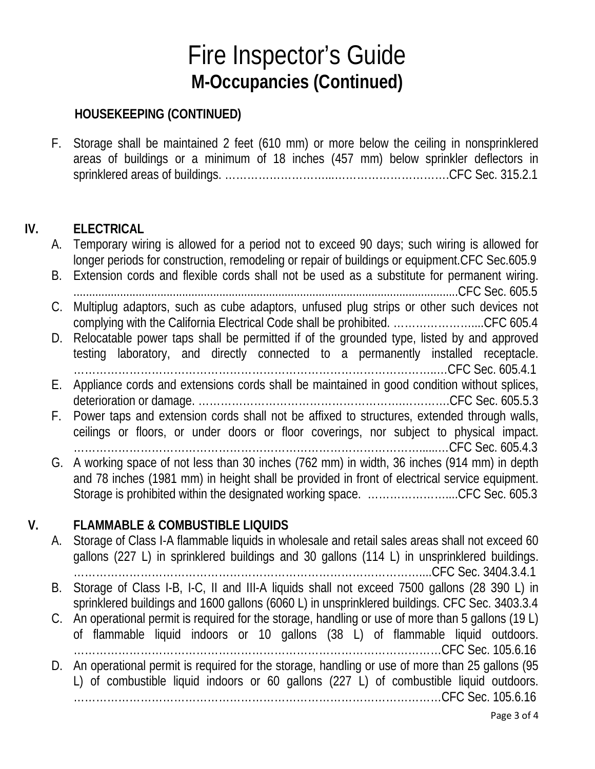# Fire Inspector's Guide
## M-Occupancies (Continued)

### HOUSEKEEPING (CONTINUED)

F. Storage shall be maintained 2 feet (610 mm) or more below the ceiling in nonsprinklered areas of buildings or a minimum of 18 inches (457 mm) below sprinkler deflectors in sprinklered areas of buildings. ………………………..…………………………….CFC Sec. 315.2.1

## IV. ELECTRICAL

A. Temporary wiring is allowed for a period not to exceed 90 days; such wiring is allowed for longer periods for construction, remodeling or repair of buildings or equipment.CFC Sec.605.9

B. Extension cords and flexible cords shall not be used as a substitute for permanent wiring. ..........................................................................................................................CFC Sec. 605.5

C. Multiplug adaptors, such as cube adaptors, unfused plug strips or other such devices not complying with the California Electrical Code shall be prohibited. …………………….....CFC 605.4

D. Relocatable power taps shall be permitted if of the grounded type, listed by and approved testing laboratory, and directly connected to a permanently installed receptacle. ……………………………………………………………………………………..…CFC Sec. 605.4.1

E. Appliance cords and extensions cords shall be maintained in good condition without splices, deterioration or damage. ……………………………………………….……….CFC Sec. 605.5.3

F. Power taps and extension cords shall not be affixed to structures, extended through walls, ceilings or floors, or under doors or floor coverings, nor subject to physical impact. ………………………………………………………………………………….....…CFC Sec. 605.4.3

G. A working space of not less than 30 inches (762 mm) in width, 36 inches (914 mm) in depth and 78 inches (1981 mm) in height shall be provided in front of electrical service equipment. Storage is prohibited within the designated working space. …………………….....CFC Sec. 605.3

## V. FLAMMABLE & COMBUSTIBLE LIQUIDS

A. Storage of Class I-A flammable liquids in wholesale and retail sales areas shall not exceed 60 gallons (227 L) in sprinklered buildings and 30 gallons (114 L) in unsprinklered buildings. ……………………………………………………………………………….....CFC Sec. 3404.3.4.1

B. Storage of Class I-B, I-C, II and III-A liquids shall not exceed 7500 gallons (28 390 L) in sprinklered buildings and 1600 gallons (6060 L) in unsprinklered buildings. CFC Sec. 3403.3.4

C. An operational permit is required for the storage, handling or use of more than 5 gallons (19 L) of flammable liquid indoors or 10 gallons (38 L) of flammable liquid outdoors. ……………………………………………………………………………………CFC Sec. 105.6.16

D. An operational permit is required for the storage, handling or use of more than 25 gallons (95 L) of combustible liquid indoors or 60 gallons (227 L) of combustible liquid outdoors. ……………………………………………………………………………………CFC Sec. 105.6.16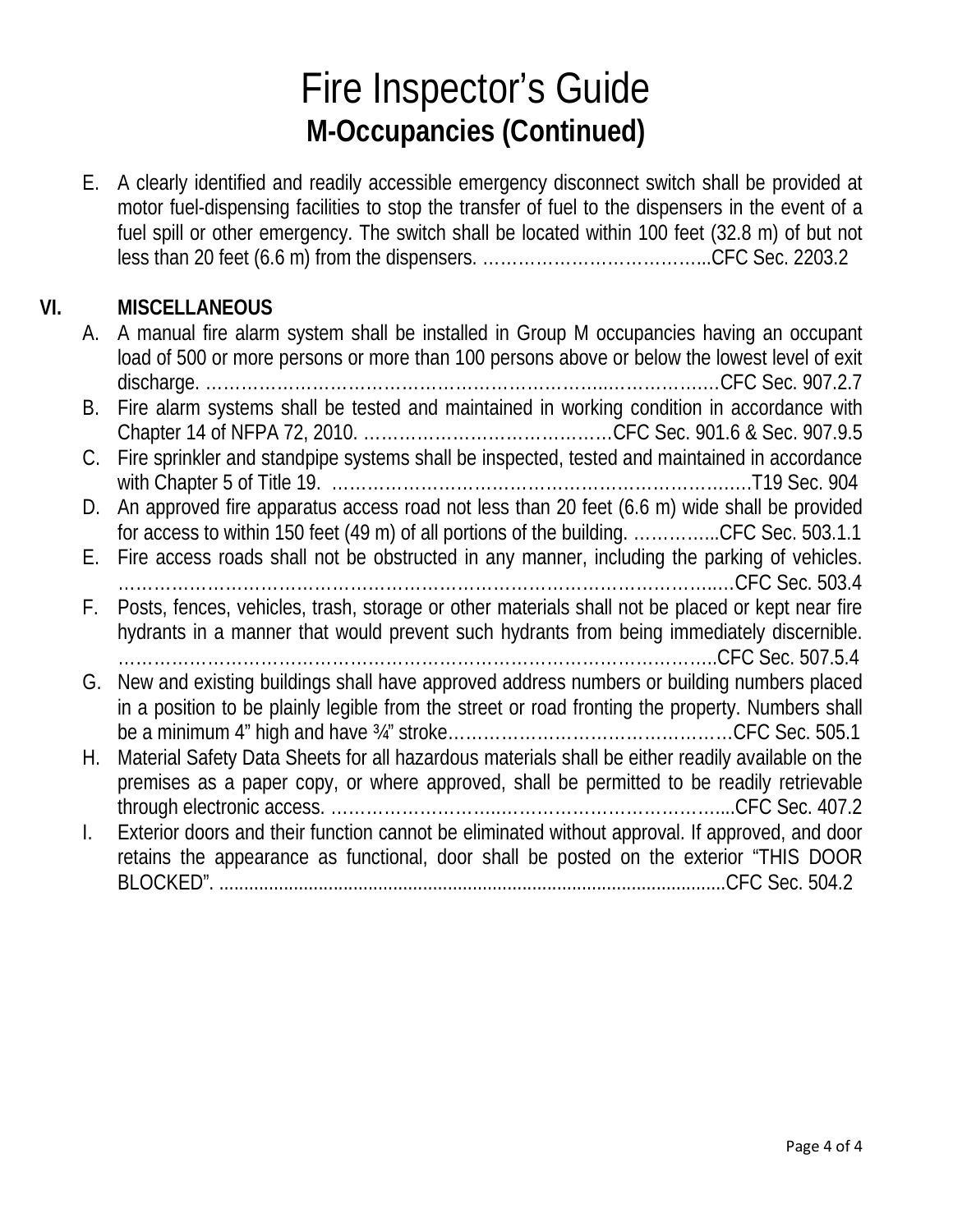# Fire Inspector's Guide

## M-Occupancies (Continued)

E. A clearly identified and readily accessible emergency disconnect switch shall be provided at motor fuel-dispensing facilities to stop the transfer of fuel to the dispensers in the event of a fuel spill or other emergency. The switch shall be located within 100 feet (32.8 m) of but not less than 20 feet (6.6 m) from the dispensers. ………………………………...CFC Sec. 2203.2

## VI. MISCELLANEOUS

A. A manual fire alarm system shall be installed in Group M occupancies having an occupant load of 500 or more persons or more than 100 persons above or below the lowest level of exit discharge. ……………………………………………………….………………CFC Sec. 907.2.7

B. Fire alarm systems shall be tested and maintained in working condition in accordance with Chapter 14 of NFPA 72, 2010. ……………………………………CFC Sec. 901.6 & Sec. 907.9.5

C. Fire sprinkler and standpipe systems shall be inspected, tested and maintained in accordance with Chapter 5 of Title 19. ……………………………………………………………….T19 Sec. 904

D. An approved fire apparatus access road not less than 20 feet (6.6 m) wide shall be provided for access to within 150 feet (49 m) of all portions of the building. …………...CFC Sec. 503.1.1

E. Fire access roads shall not be obstructed in any manner, including the parking of vehicles. ……………………………………………………………………………………….CFC Sec. 503.4

F. Posts, fences, vehicles, trash, storage or other materials shall not be placed or kept near fire hydrants in a manner that would prevent such hydrants from being immediately discernible. ………………………………………………………………………………….CFC Sec. 507.5.4

G. New and existing buildings shall have approved address numbers or building numbers placed in a position to be plainly legible from the street or road fronting the property. Numbers shall be a minimum 4" high and have ¾" stroke…………………………………………CFC Sec. 505.1

H. Material Safety Data Sheets for all hazardous materials shall be either readily available on the premises as a paper copy, or where approved, shall be permitted to be readily retrievable through electronic access. ……………………………………………………….....CFC Sec. 407.2

I. Exterior doors and their function cannot be eliminated without approval. If approved, and door retains the appearance as functional, door shall be posted on the exterior "THIS DOOR BLOCKED". .....................................................................................................CFC Sec. 504.2